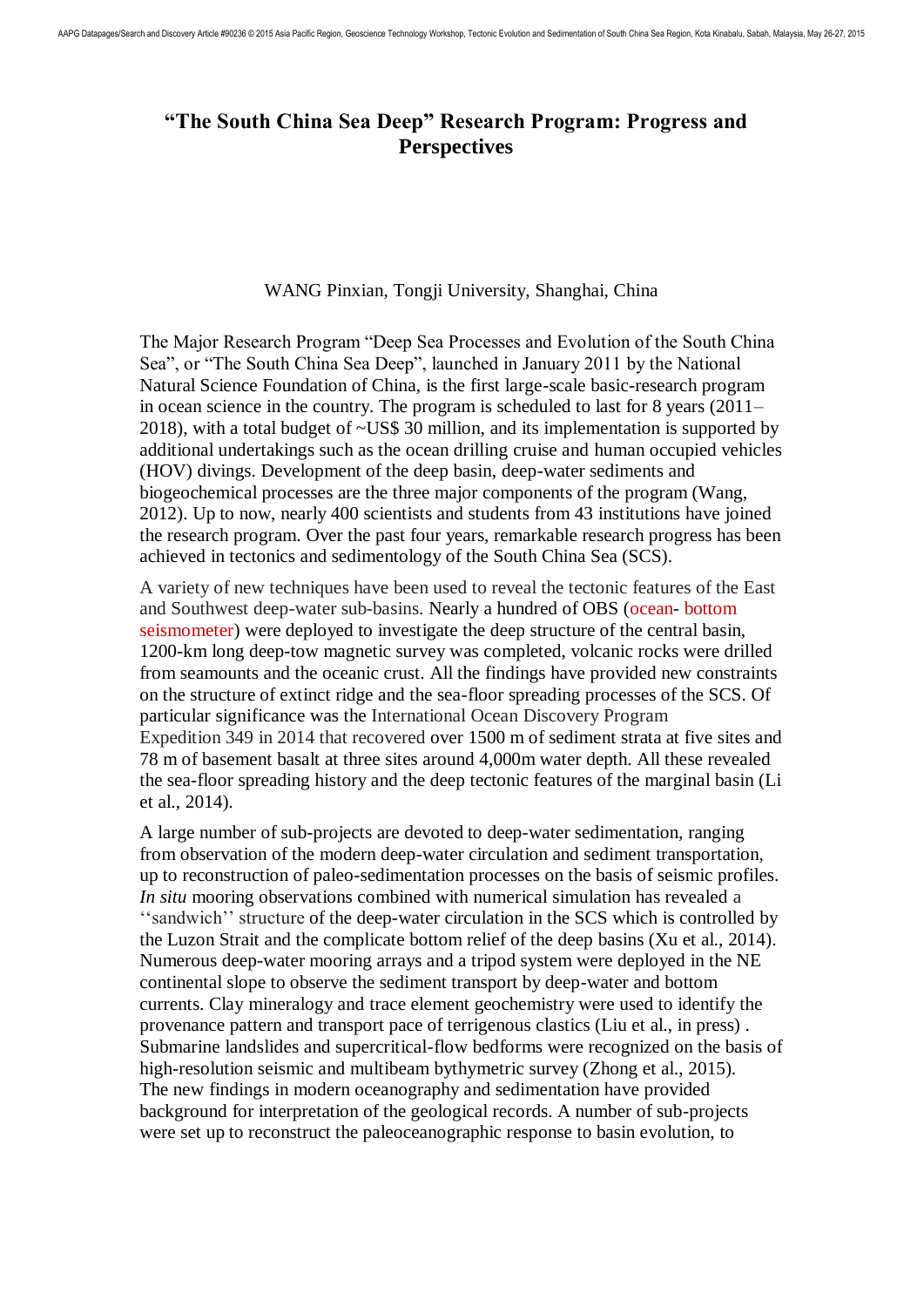# "The South China Sea Deep" Research Program: Progress and Perspectives

WANG Pinxian, Tongji University, Shanghai, China

The Major Research Program "Deep Sea Processes and Evolution of the South China Sea", or "The South China Sea Deep", launched in January 2011 by the National Natural Science Foundation of China, is the first large-scale basic-research program in ocean science in the country. The program is scheduled to last for 8 years (2011–2018), with a total budget of ~US$ 30 million, and its implementation is supported by additional undertakings such as the ocean drilling cruise and human occupied vehicles (HOV) divings. Development of the deep basin, deep-water sediments and biogeochemical processes are the three major components of the program (Wang, 2012). Up to now, nearly 400 scientists and students from 43 institutions have joined the research program. Over the past four years, remarkable research progress has been achieved in tectonics and sedimentology of the South China Sea (SCS).

A variety of new techniques have been used to reveal the tectonic features of the East and Southwest deep-water sub-basins. Nearly a hundred of OBS (ocean- bottom seismometer) were deployed to investigate the deep structure of the central basin, 1200-km long deep-tow magnetic survey was completed, volcanic rocks were drilled from seamounts and the oceanic crust. All the findings have provided new constraints on the structure of extinct ridge and the sea-floor spreading processes of the SCS. Of particular significance was the International Ocean Discovery Program Expedition 349 in 2014 that recovered over 1500 m of sediment strata at five sites and 78 m of basement basalt at three sites around 4,000m water depth. All these revealed the sea-floor spreading history and the deep tectonic features of the marginal basin (Li et al., 2014).

A large number of sub-projects are devoted to deep-water sedimentation, ranging from observation of the modern deep-water circulation and sediment transportation, up to reconstruction of paleo-sedimentation processes on the basis of seismic profiles. *In situ* mooring observations combined with numerical simulation has revealed a ''sandwich'' structure of the deep-water circulation in the SCS which is controlled by the Luzon Strait and the complicate bottom relief of the deep basins (Xu et al., 2014). Numerous deep-water mooring arrays and a tripod system were deployed in the NE continental slope to observe the sediment transport by deep-water and bottom currents. Clay mineralogy and trace element geochemistry were used to identify the provenance pattern and transport pace of terrigenous clastics (Liu et al., in press) . Submarine landslides and supercritical-flow bedforms were recognized on the basis of high-resolution seismic and multibeam bythymetric survey (Zhong et al., 2015). The new findings in modern oceanography and sedimentation have provided background for interpretation of the geological records. A number of sub-projects were set up to reconstruct the paleoceanographic response to basin evolution, to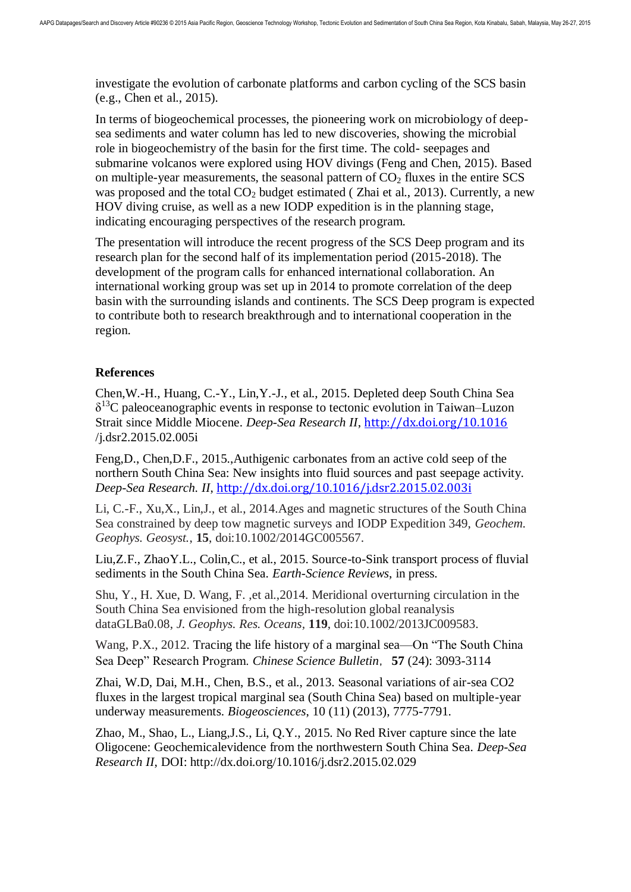investigate the evolution of carbonate platforms and carbon cycling of the SCS basin (e.g., Chen et al., 2015).

In terms of biogeochemical processes, the pioneering work on microbiology of deep-sea sediments and water column has led to new discoveries, showing the microbial role in biogeochemistry of the basin for the first time. The cold- seepages and submarine volcanos were explored using HOV divings (Feng and Chen, 2015). Based on multiple-year measurements, the seasonal pattern of $CO_2$ fluxes in the entire SCS was proposed and the total $CO_2$ budget estimated ( Zhai et al., 2013). Currently, a new HOV diving cruise, as well as a new IODP expedition is in the planning stage, indicating encouraging perspectives of the research program.

The presentation will introduce the recent progress of the SCS Deep program and its research plan for the second half of its implementation period (2015-2018). The development of the program calls for enhanced international collaboration. An international working group was set up in 2014 to promote correlation of the deep basin with the surrounding islands and continents. The SCS Deep program is expected to contribute both to research breakthrough and to international cooperation in the region.

## References

Chen,W.-H., Huang, C.-Y., Lin,Y.-J., et al., 2015. Depleted deep South China Sea $\delta^{13}C$ paleoceanographic events in response to tectonic evolution in Taiwan–Luzon Strait since Middle Miocene. *Deep-Sea Research II*, http://dx.doi.org/10.1016 /j.dsr2.2015.02.005i

Feng,D., Chen,D.F., 2015.,Authigenic carbonates from an active cold seep of the northern South China Sea: New insights into fluid sources and past seepage activity. *Deep-Sea Research. II*, http://dx.doi.org/10.1016/j.dsr2.2015.02.003i

Li, C.-F., Xu,X., Lin,J., et al., 2014.Ages and magnetic structures of the South China Sea constrained by deep tow magnetic surveys and IODP Expedition 349, *Geochem. Geophys. Geosyst.*, **15**, doi:10.1002/2014GC005567.

Liu,Z.F., ZhaoY.L., Colin,C., et al., 2015. Source-to-Sink transport process of fluvial sediments in the South China Sea. *Earth-Science Reviews*, in press.

Shu, Y., H. Xue, D. Wang, F. ,et al.,2014. Meridional overturning circulation in the South China Sea envisioned from the high-resolution global reanalysis dataGLBa0.08, *J. Geophys. Res. Oceans*, **119**, doi:10.1002/2013JC009583.

Wang, P.X., 2012. Tracing the life history of a marginal sea—On "The South China Sea Deep" Research Program. *Chinese Science Bulletin*, **57** (24): 3093-3114

Zhai, W.D, Dai, M.H., Chen, B.S., et al., 2013. Seasonal variations of air-sea CO2 fluxes in the largest tropical marginal sea (South China Sea) based on multiple-year underway measurements. *Biogeosciences*, 10 (11) (2013), 7775-7791.

Zhao, M., Shao, L., Liang,J.S., Li, Q.Y., 2015. No Red River capture since the late Oligocene: Geochemicalevidence from the northwestern South China Sea. *Deep-Sea Research II*, DOI: http://dx.doi.org/10.1016/j.dsr2.2015.02.029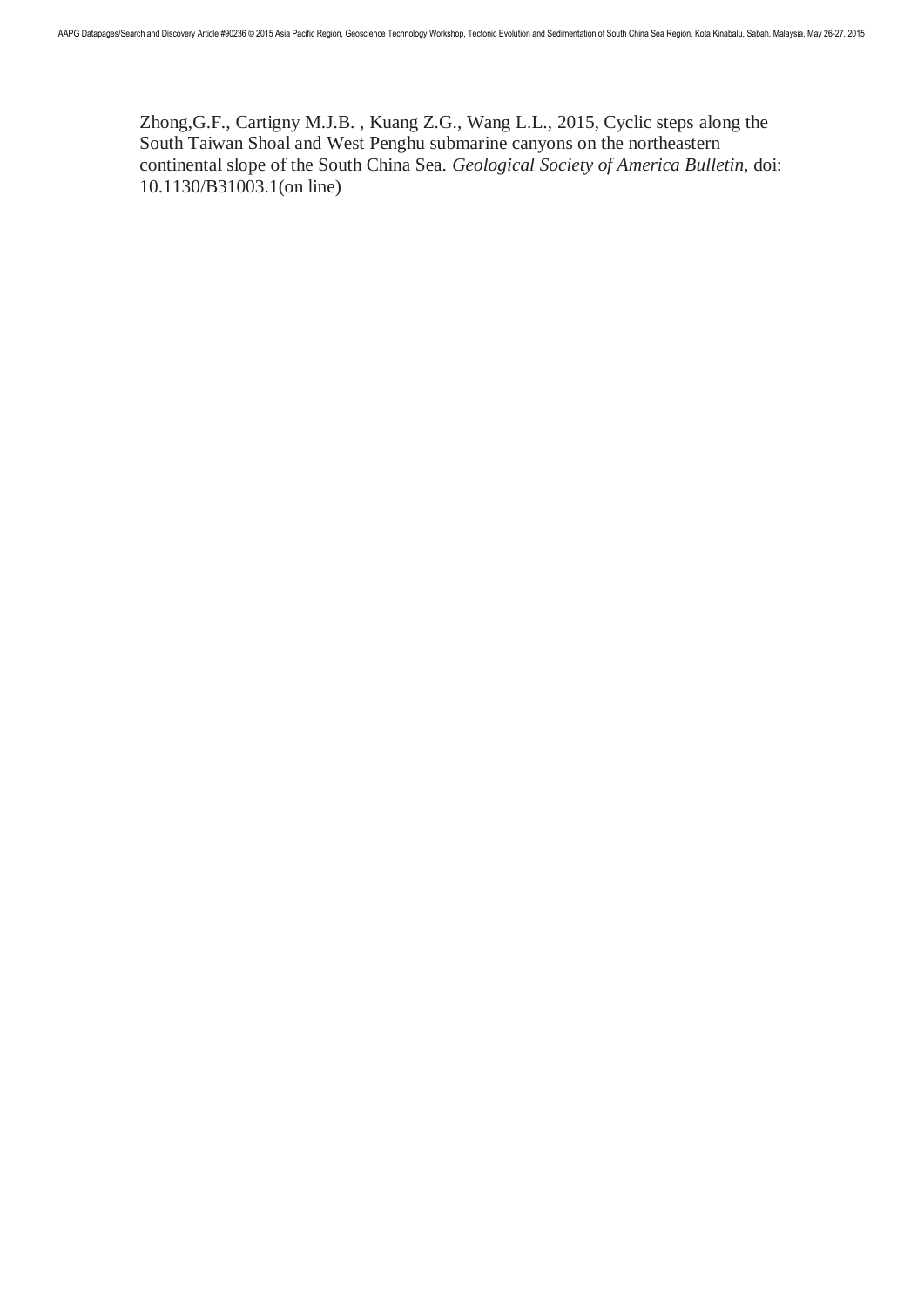Zhong,G.F., Cartigny M.J.B. , Kuang Z.G., Wang L.L., 2015, Cyclic steps along the South Taiwan Shoal and West Penghu submarine canyons on the northeastern continental slope of the South China Sea. *Geological Society of America Bulletin*, doi: 10.1130/B31003.1(on line)